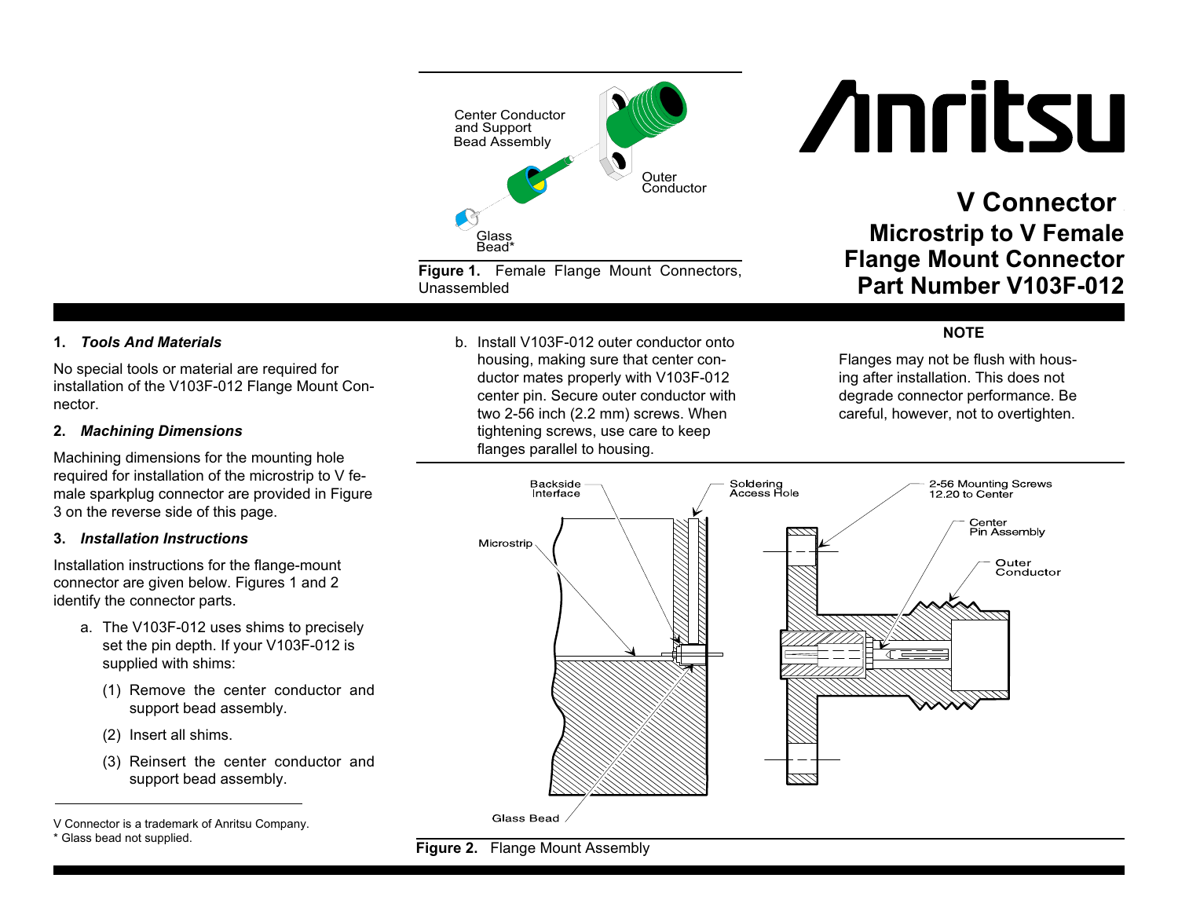# Anritsu

## V Connector

## Microstrip to V Female Flange Mount Connector Part Number V103F-012

Figure 1. Female Flange Mount Connectors, Unassembled

### 1. *Tools And Materials*

No special tools or material are required for installation of the V103F-012 Flange Mount Connector.

### 2. *Machining Dimensions*

Machining dimensions for the mounting hole required for installation of the microstrip to V female sparkplug connector are provided in Figure 3 on the reverse side of this page.

### 3. *Installation Instructions*

Installation instructions for the flange-mount connector are given below. Figures 1 and 2 identify the connector parts.

a. The V103F-012 uses shims to precisely set the pin depth. If your V103F-012 is supplied with shims:

   (1) Remove the center conductor and support bead assembly.

   (2) Insert all shims.

   (3) Reinsert the center conductor and support bead assembly.

b. Install V103F-012 outer conductor onto housing, making sure that center conductor mates properly with V103F-012 center pin. Secure outer conductor with two 2-56 inch (2.2 mm) screws. When tightening screws, use care to keep flanges parallel to housing.

**NOTE**

Flanges may not be flush with housing after installation. This does not degrade connector performance. Be careful, however, not to overtighten.

Figure 2. Flange Mount Assembly

---

V Connector is a trademark of Anritsu Company.

* Glass bead not supplied.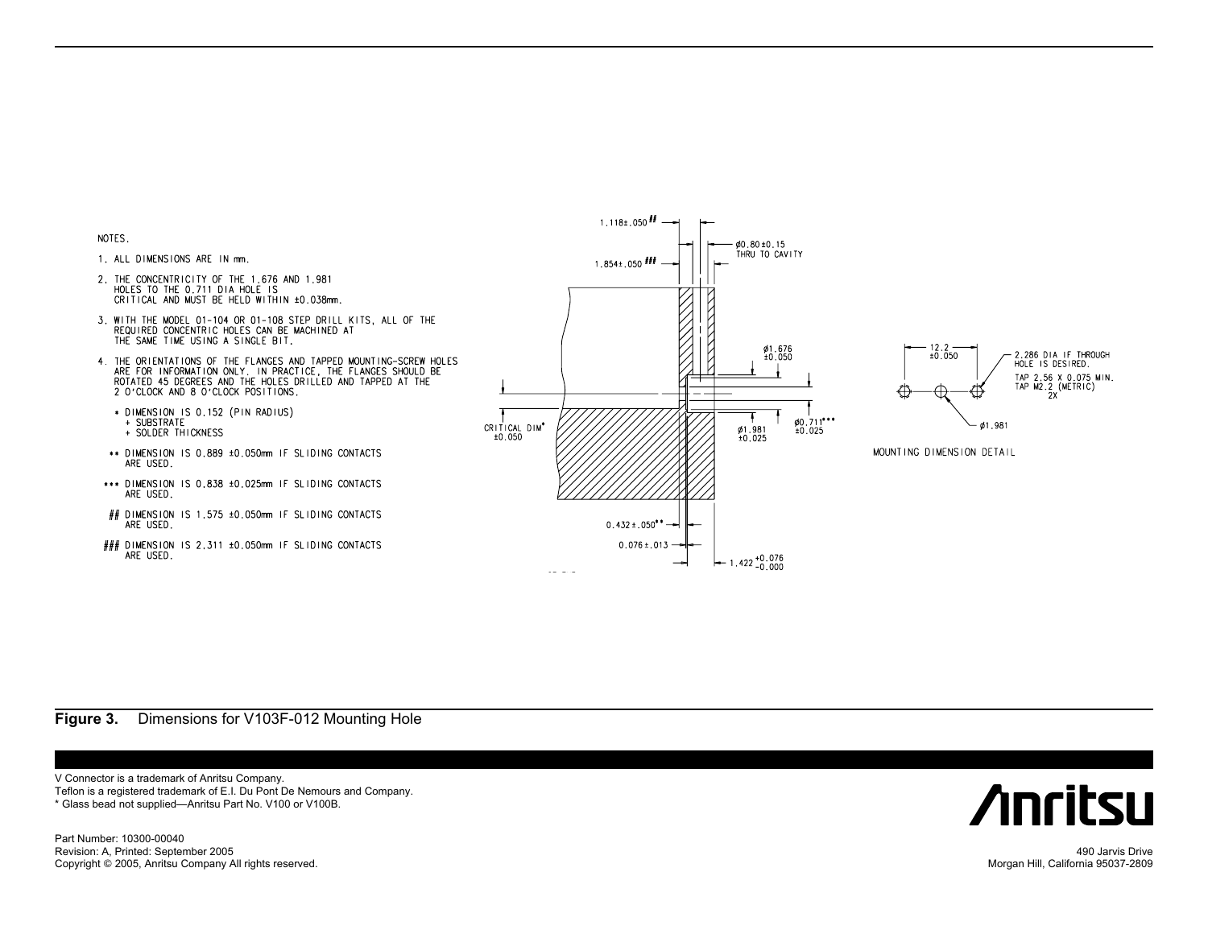NOTES.

1. ALL DIMENSIONS ARE IN mm.
2. THE CONCENTRICITY OF THE 1.676 AND 1.981 HOLES TO THE 0.711 DIA HOLE IS CRITICAL AND MUST BE HELD WITHIN ±0.038mm.
3. WITH THE MODEL 01-104 OR 01-108 STEP DRILL KITS, ALL OF THE REQUIRED CONCENTRIC HOLES CAN BE MACHINED AT THE SAME TIME USING A SINGLE BIT.
4. THE ORIENTATIONS OF THE FLANGES AND TAPPED MOUNTING-SCREW HOLES ARE FOR INFORMATION ONLY. IN PRACTICE, THE FLANGES SHOULD BE ROTATED 45 DEGREES AND THE HOLES DRILLED AND TAPPED AT THE 2 O'CLOCK AND 8 O'CLOCK POSITIONS.

\* DIMENSION IS 0.152 (PIN RADIUS) + SUBSTRATE + SOLDER THICKNESS

\*\* DIMENSION IS 0.889 ±0.050mm IF SLIDING CONTACTS ARE USED.

\*\*\* DIMENSION IS 0.838 ±0.025mm IF SLIDING CONTACTS ARE USED.

## DIMENSION IS 1.575 ±0.050mm IF SLIDING CONTACTS ARE USED.

### DIMENSION IS 2.311 ±0.050mm IF SLIDING CONTACTS ARE USED.

1.118±.050 ##

1.854±.050 ###

Ø0.80±0.15
THRU TO CAVITY

Ø1.676
±0.050

Ø1.981
±0.025

Ø0.711\*\*\*
±0.025

CRITICAL DIM\*
±0.050

0.432±.050\*\*

0.076±.013

1.422 +0.076 -0.000

12.2
±0.050

2.286 DIA IF THROUGH HOLE IS DESIRED.
TAP 2.56 X 0.075 MIN.
TAP M2.2 (METRIC)
2X

Ø1.981

MOUNTING DIMENSION DETAIL

**Figure 3.** Dimensions for V103F-012 Mounting Hole

V Connector is a trademark of Anritsu Company.
Teflon is a registered trademark of E.I. Du Pont De Nemours and Company.
\* Glass bead not supplied—Anritsu Part No. V100 or V100B.

Part Number: 10300-00040
Revision: A, Printed: September 2005
Copyright © 2005, Anritsu Company All rights reserved.

Anritsu

490 Jarvis Drive
Morgan Hill, California 95037-2809